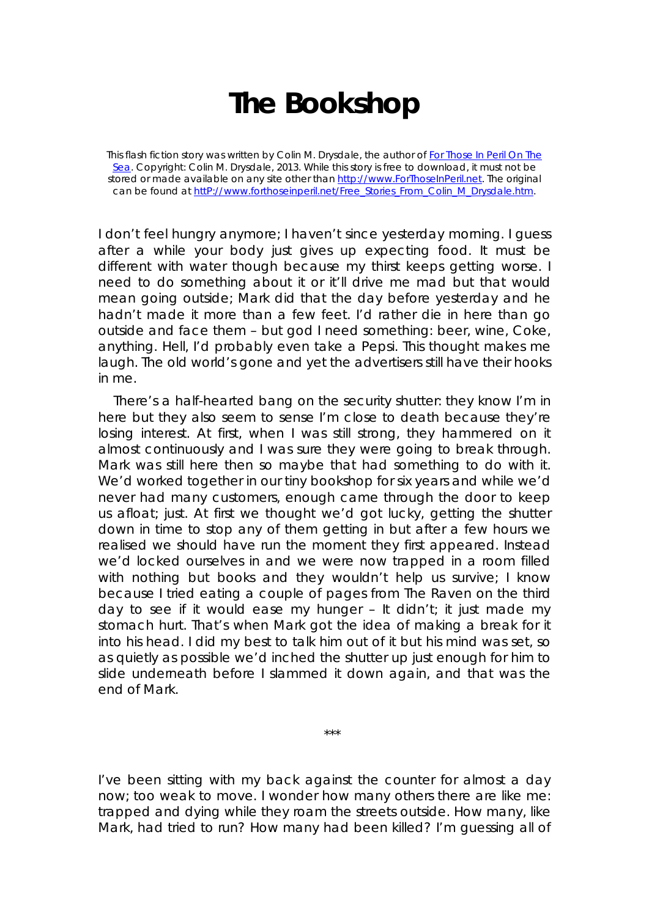# The Bookshop

This flash fiction story was written by Colin M. Drysdale, the author of [For Those In Peril On The Sea](http://www.ForThoseInPeril.net). Copyright: Colin M. Drysdale, 2013. While this story is free to download, it must not be stored or made available on any site other than [http://www.ForThoseInPeril.net](http://www.ForThoseInPeril.net). The original can be found at [httP://www.forthoseinperil.net/Free_Stories_From_Colin_M_Drysdale.htm](httP://www.forthoseinperil.net/Free_Stories_From_Colin_M_Drysdale.htm).

I don't feel hungry anymore; I haven't since yesterday morning. I guess after a while your body just gives up expecting food. It must be different with water though because my thirst keeps getting worse. I need to do something about it or it'll drive me mad but that would mean going outside; Mark did that the day before yesterday and he hadn't made it more than a few feet. I'd rather die in here than go outside and face them – but god I need something: beer, wine, Coke, anything. Hell, I'd probably even take a Pepsi. This thought makes me laugh. The old world's gone and yet the advertisers still have their hooks in me.

There's a half-hearted bang on the security shutter: they know I'm in here but they also seem to sense I'm close to death because they're losing interest. At first, when I was still strong, they hammered on it almost continuously and I was sure they were going to break through. Mark was still here then so maybe that had something to do with it. We'd worked together in our tiny bookshop for six years and while we'd never had many customers, enough came through the door to keep us afloat; just. At first we thought we'd got lucky, getting the shutter down in time to stop any of them getting in but after a few hours we realised we should have run the moment they first appeared. Instead we'd locked ourselves in and we were now trapped in a room filled with nothing but books and they wouldn't help us survive; I know because I tried eating a couple of pages from The Raven on the third day to see if it would ease my hunger – It didn't; it just made my stomach hurt. That's when Mark got the idea of making a break for it into his head. I did my best to talk him out of it but his mind was set, so as quietly as possible we'd inched the shutter up just enough for him to slide underneath before I slammed it down again, and that was the end of Mark.

***

I've been sitting with my back against the counter for almost a day now; too weak to move. I wonder how many others there are like me: trapped and dying while they roam the streets outside. How many, like Mark, had tried to run? How many had been killed? I'm guessing all of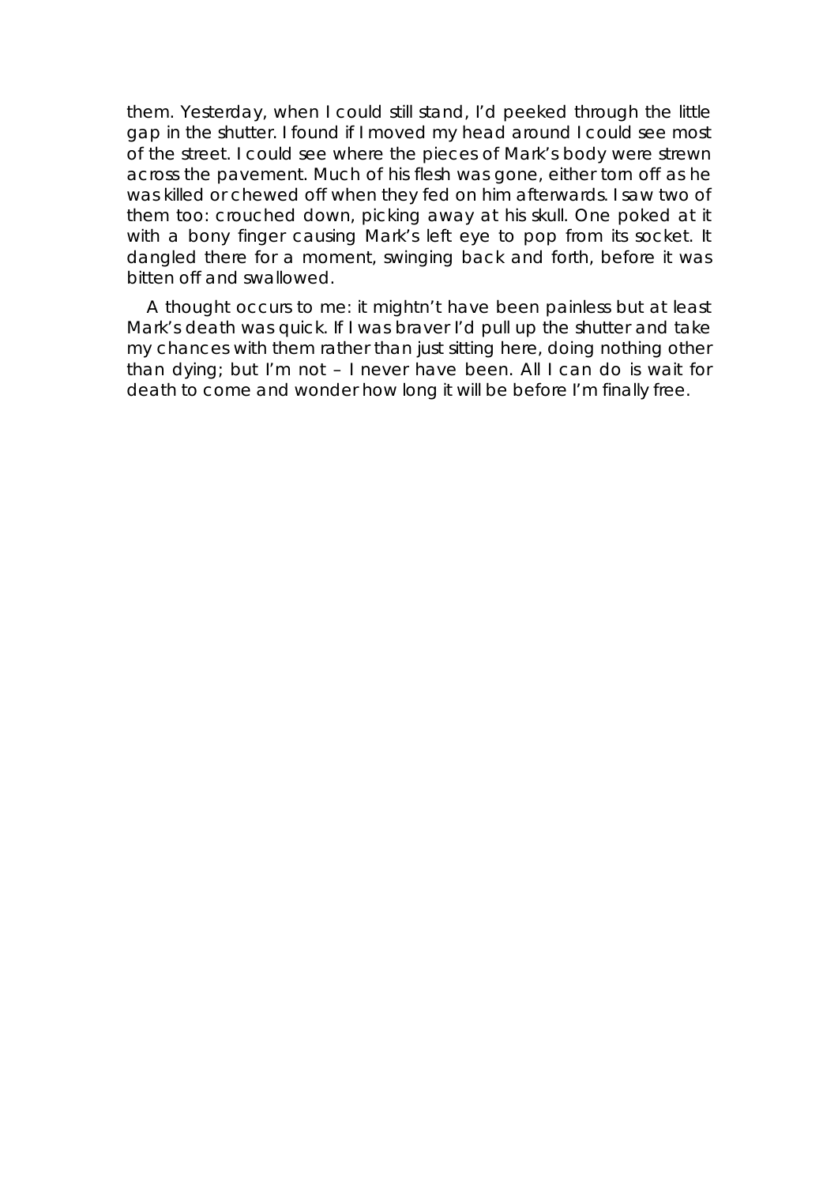them. Yesterday, when I could still stand, I'd peeked through the little gap in the shutter. I found if I moved my head around I could see most of the street. I could see where the pieces of Mark's body were strewn across the pavement. Much of his flesh was gone, either torn off as he was killed or chewed off when they fed on him afterwards. I saw two of them too: crouched down, picking away at his skull. One poked at it with a bony finger causing Mark's left eye to pop from its socket. It dangled there for a moment, swinging back and forth, before it was bitten off and swallowed.

A thought occurs to me: it mightn't have been painless but at least Mark's death was quick. If I was braver I'd pull up the shutter and take my chances with them rather than just sitting here, doing nothing other than dying; but I'm not – I never have been. All I can do is wait for death to come and wonder how long it will be before I'm finally free.